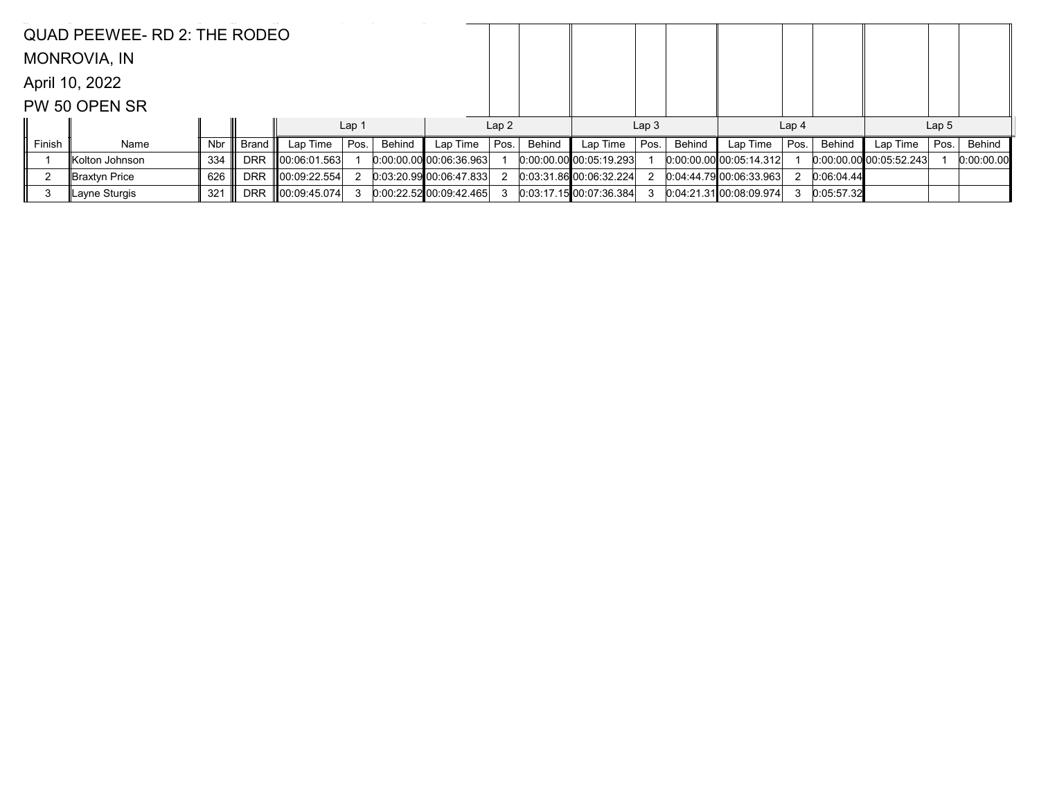QUAD PEEWEE- RD 2: THE RODEO

MONROVIA, IN

April 10, 2022

PW 50 OPEN SR

| | | | | Lap 1 | | | Lap 2 | | | Lap 3 | | | Lap 4 | | | Lap 5 | | |
|---|---|---|---|---|---|---|---|---|---|---|---|---|---|---|---|---|---|---|
| Finish | Name | Nbr | Brand | Lap Time | Pos. | Behind | Lap Time | Pos. | Behind | Lap Time | Pos. | Behind | Lap Time | Pos. | Behind | Lap Time | Pos. | Behind |
| 1 | Kolton Johnson | 334 | DRR | 00:06:01.563 | 1 | 0:00:00.00 | 00:06:36.963 | 1 | 0:00:00.00 | 00:05:19.293 | 1 | 0:00:00.00 | 00:05:14.312 | 1 | 0:00:00.00 | 00:05:52.243 | 1 | 0:00:00.00 |
| 2 | Braxtyn Price | 626 | DRR | 00:09:22.554 | 2 | 0:03:20.99 | 00:06:47.833 | 2 | 0:03:31.86 | 00:06:32.224 | 2 | 0:04:44.79 | 00:06:33.963 | 2 | 0:06:04.44 | | | |
| 3 | Layne Sturgis | 321 | DRR | 00:09:45.074 | 3 | 0:00:22.52 | 00:09:42.465 | 3 | 0:03:17.15 | 00:07:36.384 | 3 | 0:04:21.31 | 00:08:09.974 | 3 | 0:05:57.32 | | | |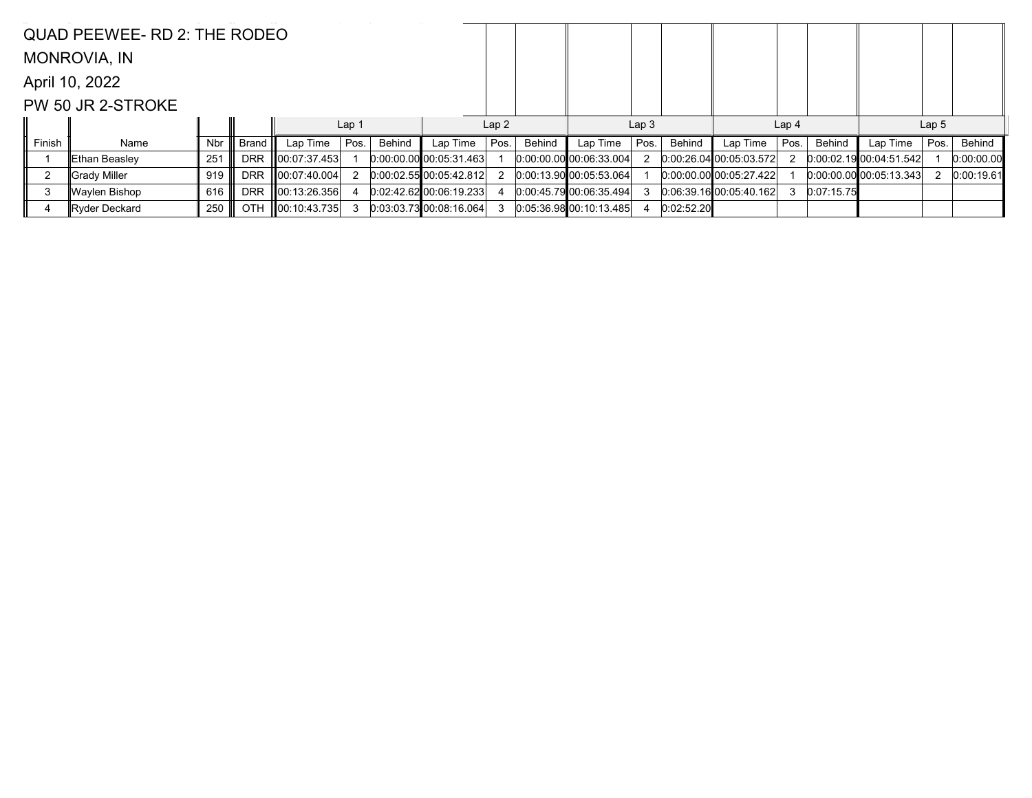QUAD PEEWEE- RD 2: THE RODEO

MONROVIA, IN

April 10, 2022

PW 50 JR 2-STROKE

| | | | | Lap 1 | | | Lap 2 | | | Lap 3 | | | Lap 4 | | | Lap 5 | | |
|---|---|---|---|---|---|---|---|---|---|---|---|---|---|---|---|---|---|---|
| Finish | Name | Nbr | Brand | Lap Time | Pos. | Behind | Lap Time | Pos. | Behind | Lap Time | Pos. | Behind | Lap Time | Pos. | Behind | Lap Time | Pos. | Behind |
| 1 | Ethan Beasley | 251 | DRR | 00:07:37.453 | 1 | 0:00:00.00 | 00:05:31.463 | 1 | 0:00:00.00 | 00:06:33.004 | 2 | 0:00:26.04 | 00:05:03.572 | 2 | 0:00:02.19 | 00:04:51.542 | 1 | 0:00:00.00 |
| 2 | Grady Miller | 919 | DRR | 00:07:40.004 | 2 | 0:00:02.55 | 00:05:42.812 | 2 | 0:00:13.90 | 00:05:53.064 | 1 | 0:00:00.00 | 00:05:27.422 | 1 | 0:00:00.00 | 00:05:13.343 | 2 | 0:00:19.61 |
| 3 | Waylen Bishop | 616 | DRR | 00:13:26.356 | 4 | 0:02:42.62 | 00:06:19.233 | 4 | 0:00:45.79 | 00:06:35.494 | 3 | 0:06:39.16 | 00:05:40.162 | 3 | 0:07:15.75 | | | |
| 4 | Ryder Deckard | 250 | OTH | 00:10:43.735 | 3 | 0:03:03.73 | 00:08:16.064 | 3 | 0:05:36.98 | 00:10:13.485 | 4 | 0:02:52.20 | | | | | | |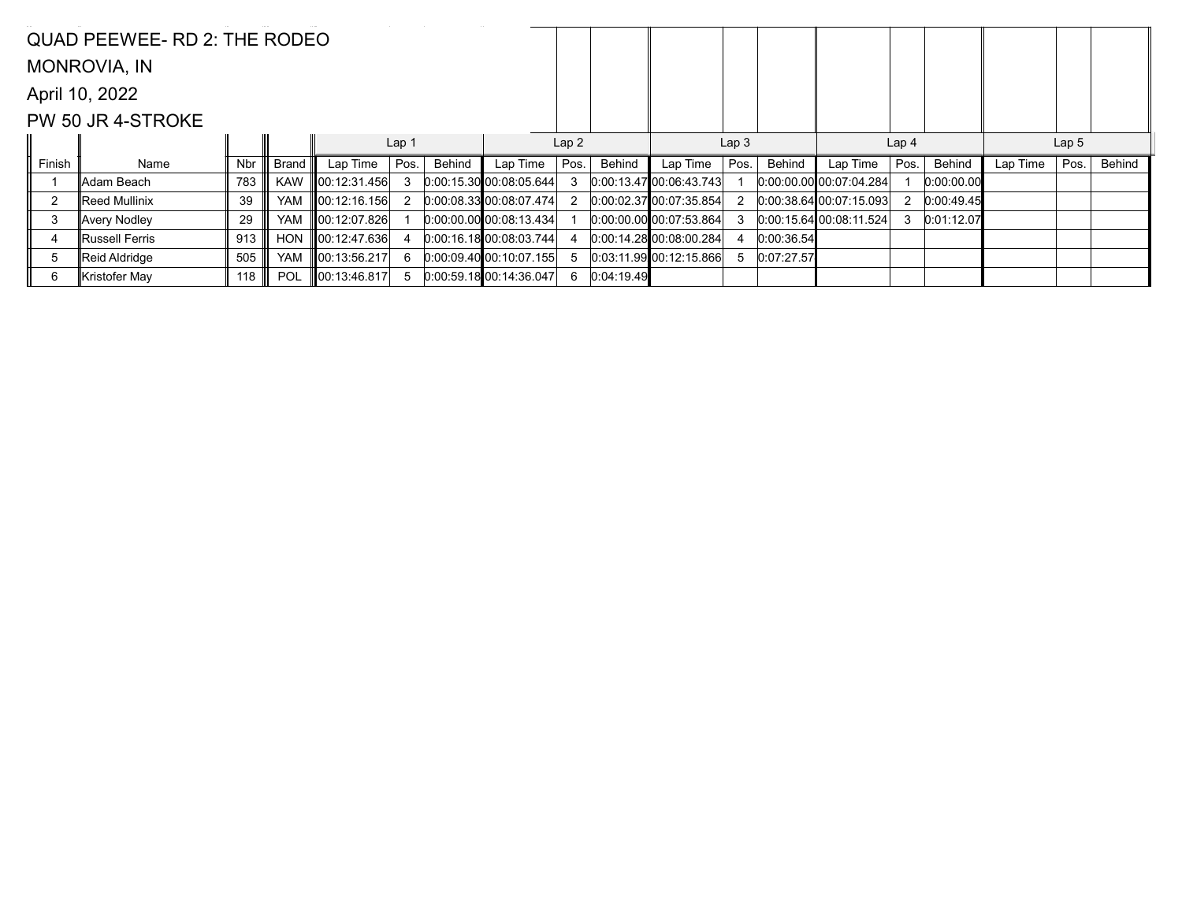QUAD PEEWEE- RD 2: THE RODEO

MONROVIA, IN

April 10, 2022

PW 50 JR 4-STROKE

| | | | | Lap 1 | | | Lap 2 | | | Lap 3 | | | Lap 4 | | | Lap 5 | | |
|---|---|---|---|---|---|---|---|---|---|---|---|---|---|---|---|---|---|---|
| Finish | Name | Nbr | Brand | Lap Time | Pos. | Behind | Lap Time | Pos. | Behind | Lap Time | Pos. | Behind | Lap Time | Pos. | Behind | Lap Time | Pos. | Behind |
| 1 | Adam Beach | 783 | KAW | 00:12:31.456 | 3 | 0:00:15.30 | 00:08:05.644 | 3 | 0:00:13.47 | 00:06:43.743 | 1 | 0:00:00.00 | 00:07:04.284 | 1 | 0:00:00.00 | | | |
| 2 | Reed Mullinix | 39 | YAM | 00:12:16.156 | 2 | 0:00:08.33 | 00:08:07.474 | 2 | 0:00:02.37 | 00:07:35.854 | 2 | 0:00:38.64 | 00:07:15.093 | 2 | 0:00:49.45 | | | |
| 3 | Avery Nodley | 29 | YAM | 00:12:07.826 | 1 | 0:00:00.00 | 00:08:13.434 | 1 | 0:00:00.00 | 00:07:53.864 | 3 | 0:00:15.64 | 00:08:11.524 | 3 | 0:01:12.07 | | | |
| 4 | Russell Ferris | 913 | HON | 00:12:47.636 | 4 | 0:00:16.18 | 00:08:03.744 | 4 | 0:00:14.28 | 00:08:00.284 | 4 | 0:00:36.54 | | | | | | |
| 5 | Reid Aldridge | 505 | YAM | 00:13:56.217 | 6 | 0:00:09.40 | 00:10:07.155 | 5 | 0:03:11.99 | 00:12:15.866 | 5 | 0:07:27.57 | | | | | | |
| 6 | Kristofer May | 118 | POL | 00:13:46.817 | 5 | 0:00:59.18 | 00:14:36.047 | 6 | 0:04:19.49 | | | | | | | | | |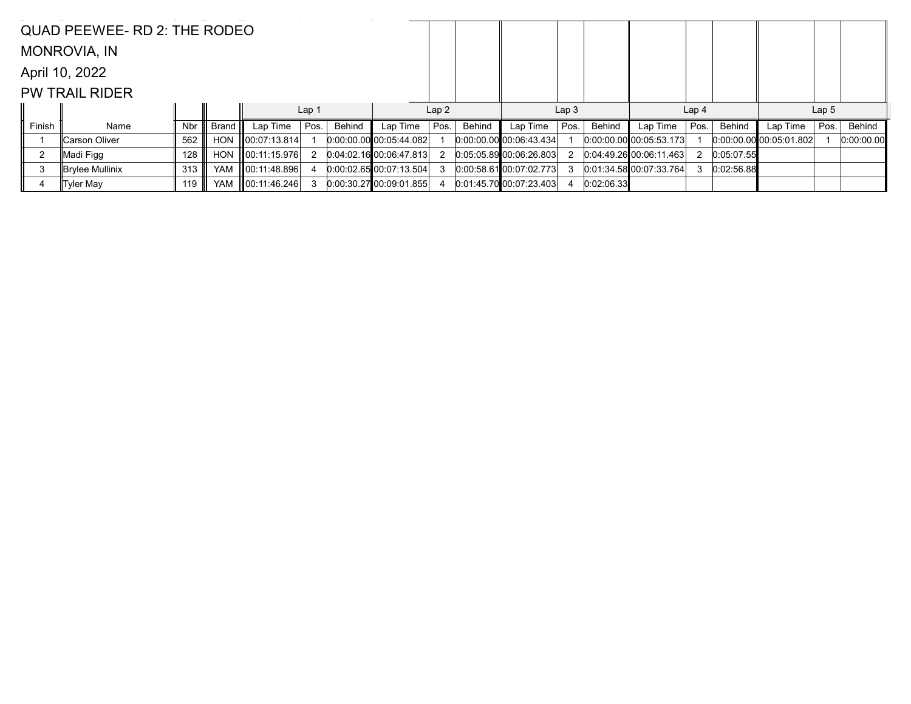QUAD PEEWEE- RD 2: THE RODEO

MONROVIA, IN

April 10, 2022

PW TRAIL RIDER

| | | | | Lap 1 | | | Lap 2 | | | Lap 3 | | | Lap 4 | | | Lap 5 | | |
|---|---|---|---|---|---|---|---|---|---|---|---|---|---|---|---|---|---|---|
| Finish | Name | Nbr | Brand | Lap Time | Pos. | Behind | Lap Time | Pos. | Behind | Lap Time | Pos. | Behind | Lap Time | Pos. | Behind | Lap Time | Pos. | Behind |
| 1 | Carson Oliver | 562 | HON | 00:07:13.814 | 1 | 0:00:00.00 | 00:05:44.082 | 1 | 0:00:00.00 | 00:06:43.434 | 1 | 0:00:00.00 | 00:05:53.173 | 1 | 0:00:00.00 | 00:05:01.802 | 1 | 0:00:00.00 |
| 2 | Madi Figg | 128 | HON | 00:11:15.976 | 2 | 0:04:02.16 | 00:06:47.813 | 2 | 0:05:05.89 | 00:06:26.803 | 2 | 0:04:49.26 | 00:06:11.463 | 2 | 0:05:07.55 | | | |
| 3 | Brylee Mullinix | 313 | YAM | 00:11:48.896 | 4 | 0:00:02.65 | 00:07:13.504 | 3 | 0:00:58.61 | 00:07:02.773 | 3 | 0:01:34.58 | 00:07:33.764 | 3 | 0:02:56.88 | | | |
| 4 | Tyler May | 119 | YAM | 00:11:46.246 | 3 | 0:00:30.27 | 00:09:01.855 | 4 | 0:01:45.70 | 00:07:23.403 | 4 | 0:02:06.33 | | | | | | |